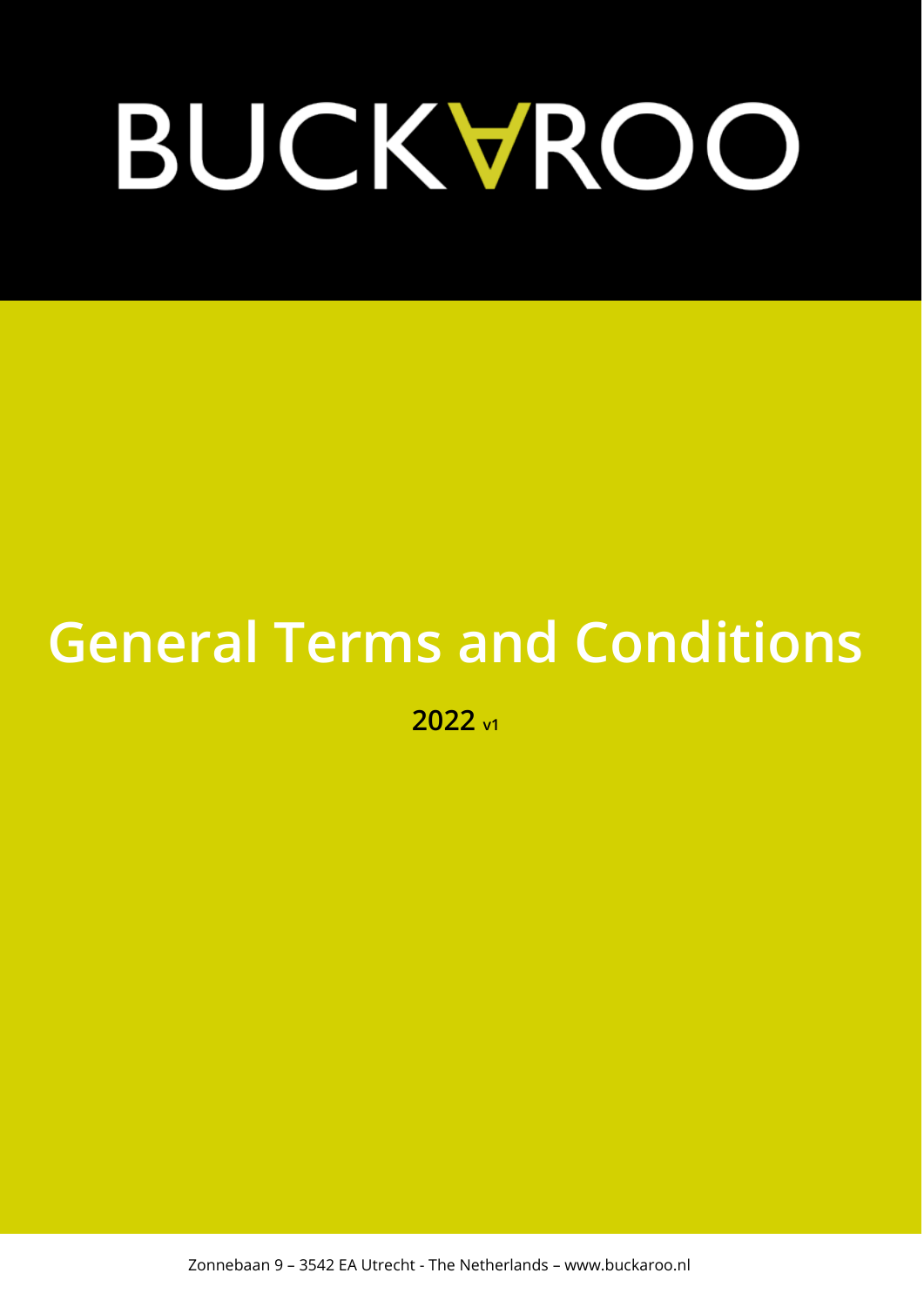# BUCKAROO

# General Terms and Conditions

**2022** v1

Zonnebaan 9 – 3542 EA Utrecht - The Netherlands – www.buckaroo.nl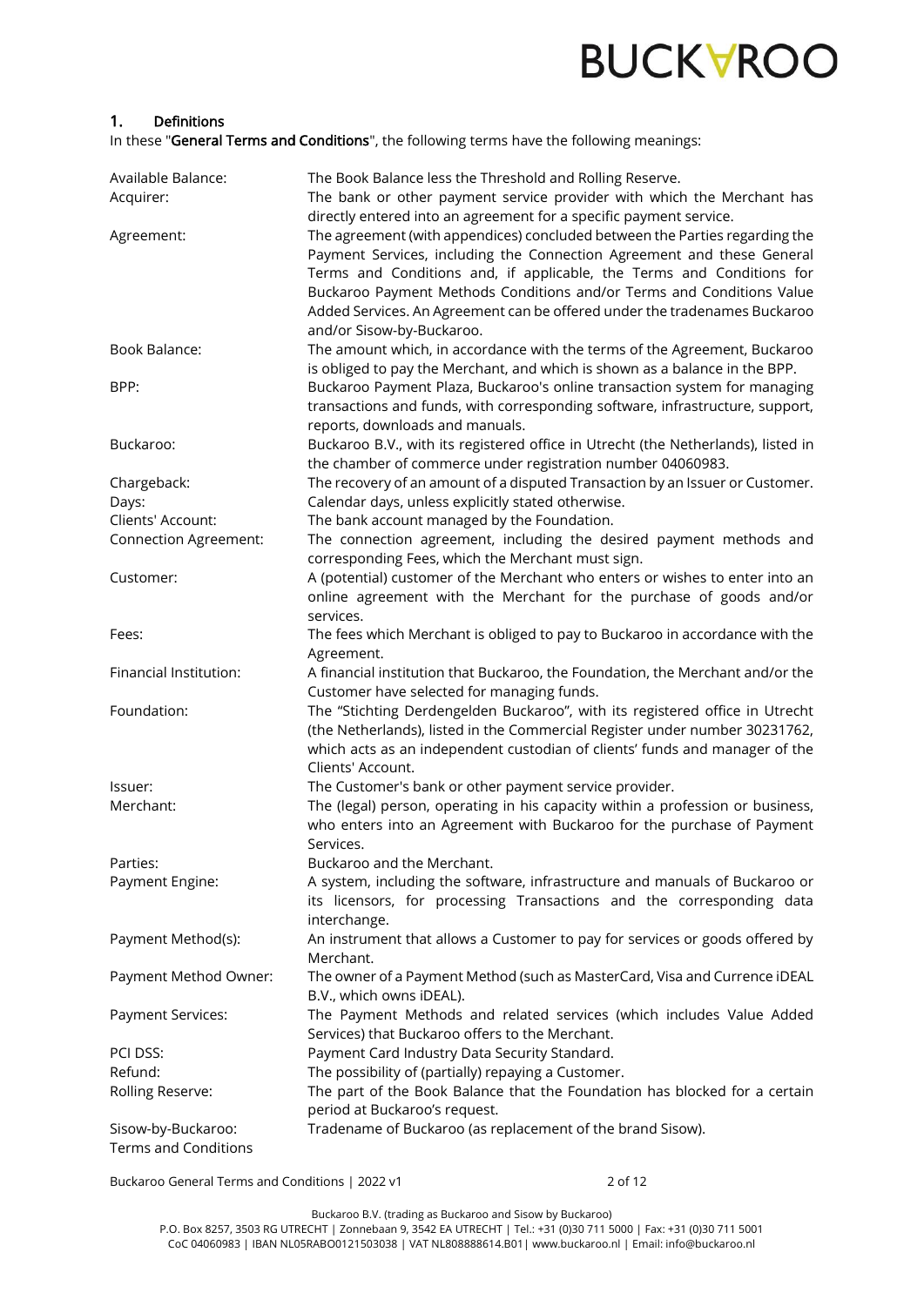## 1. Definitions

In these "**General Terms and Conditions**", the following terms have the following meanings:

| | |
|---|---|
| Available Balance: | The Book Balance less the Threshold and Rolling Reserve. |
| Acquirer: | The bank or other payment service provider with which the Merchant has directly entered into an agreement for a specific payment service. |
| Agreement: | The agreement (with appendices) concluded between the Parties regarding the Payment Services, including the Connection Agreement and these General Terms and Conditions and, if applicable, the Terms and Conditions for Buckaroo Payment Methods Conditions and/or Terms and Conditions Value Added Services. An Agreement can be offered under the tradenames Buckaroo and/or Sisow-by-Buckaroo. |
| Book Balance: | The amount which, in accordance with the terms of the Agreement, Buckaroo is obliged to pay the Merchant, and which is shown as a balance in the BPP. |
| BPP: | Buckaroo Payment Plaza, Buckaroo's online transaction system for managing transactions and funds, with corresponding software, infrastructure, support, reports, downloads and manuals. |
| Buckaroo: | Buckaroo B.V., with its registered office in Utrecht (the Netherlands), listed in the chamber of commerce under registration number 04060983. |
| Chargeback: | The recovery of an amount of a disputed Transaction by an Issuer or Customer. |
| Days: | Calendar days, unless explicitly stated otherwise. |
| Clients' Account: | The bank account managed by the Foundation. |
| Connection Agreement: | The connection agreement, including the desired payment methods and corresponding Fees, which the Merchant must sign. |
| Customer: | A (potential) customer of the Merchant who enters or wishes to enter into an online agreement with the Merchant for the purchase of goods and/or services. |
| Fees: | The fees which Merchant is obliged to pay to Buckaroo in accordance with the Agreement. |
| Financial Institution: | A financial institution that Buckaroo, the Foundation, the Merchant and/or the Customer have selected for managing funds. |
| Foundation: | The "Stichting Derdengelden Buckaroo", with its registered office in Utrecht (the Netherlands), listed in the Commercial Register under number 30231762, which acts as an independent custodian of clients' funds and manager of the Clients' Account. |
| Issuer: | The Customer's bank or other payment service provider. |
| Merchant: | The (legal) person, operating in his capacity within a profession or business, who enters into an Agreement with Buckaroo for the purchase of Payment Services. |
| Parties: | Buckaroo and the Merchant. |
| Payment Engine: | A system, including the software, infrastructure and manuals of Buckaroo or its licensors, for processing Transactions and the corresponding data interchange. |
| Payment Method(s): | An instrument that allows a Customer to pay for services or goods offered by Merchant. |
| Payment Method Owner: | The owner of a Payment Method (such as MasterCard, Visa and Currence iDEAL B.V., which owns iDEAL). |
| Payment Services: | The Payment Methods and related services (which includes Value Added Services) that Buckaroo offers to the Merchant. |
| PCI DSS: | Payment Card Industry Data Security Standard. |
| Refund: | The possibility of (partially) repaying a Customer. |
| Rolling Reserve: | The part of the Book Balance that the Foundation has blocked for a certain period at Buckaroo's request. |
| Sisow-by-Buckaroo: | Tradename of Buckaroo (as replacement of the brand Sisow). |
| Terms and Conditions | |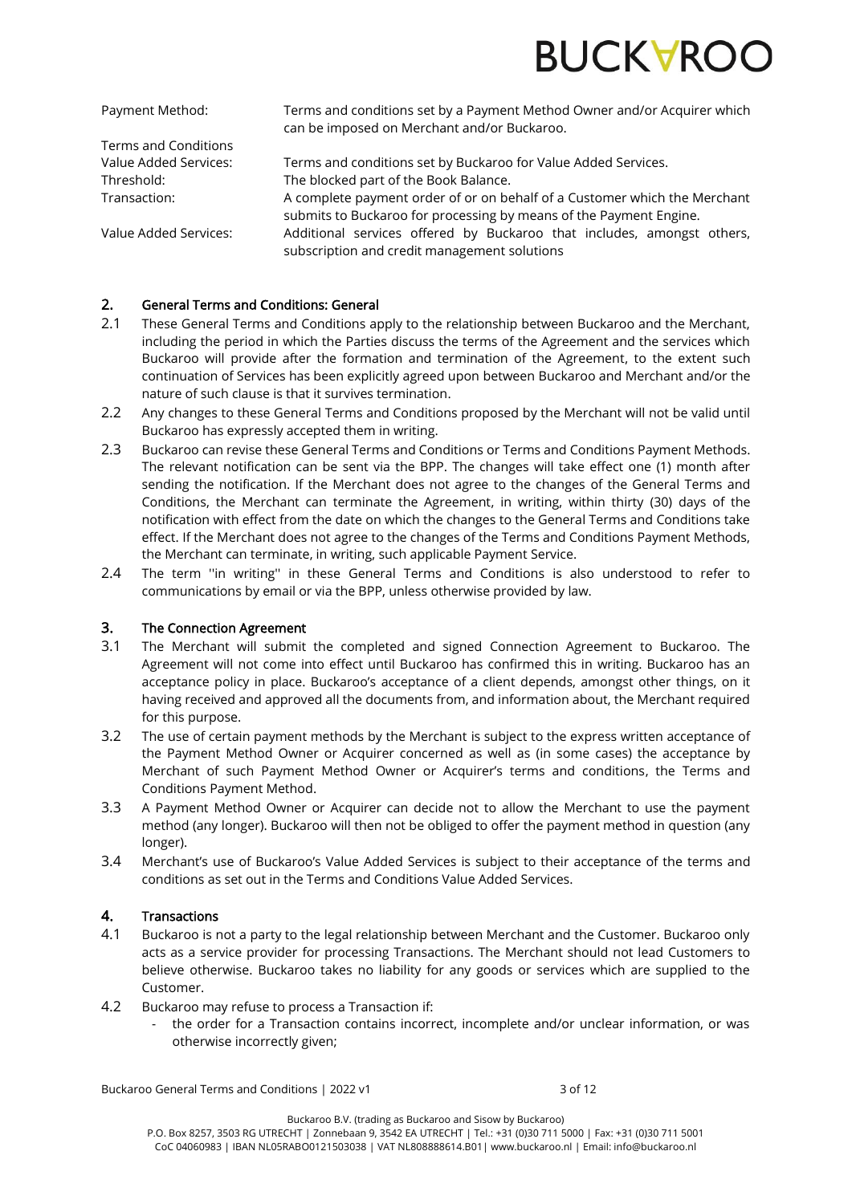| | |
|---|---|
| Payment Method: | Terms and conditions set by a Payment Method Owner and/or Acquirer which can be imposed on Merchant and/or Buckaroo. |
| Terms and Conditions Value Added Services: | Terms and conditions set by Buckaroo for Value Added Services. |
| Threshold: | The blocked part of the Book Balance. |
| Transaction: | A complete payment order of or on behalf of a Customer which the Merchant submits to Buckaroo for processing by means of the Payment Engine. |
| Value Added Services: | Additional services offered by Buckaroo that includes, amongst others, subscription and credit management solutions |

## 2. General Terms and Conditions: General

2.1 These General Terms and Conditions apply to the relationship between Buckaroo and the Merchant, including the period in which the Parties discuss the terms of the Agreement and the services which Buckaroo will provide after the formation and termination of the Agreement, to the extent such continuation of Services has been explicitly agreed upon between Buckaroo and Merchant and/or the nature of such clause is that it survives termination.

2.2 Any changes to these General Terms and Conditions proposed by the Merchant will not be valid until Buckaroo has expressly accepted them in writing.

2.3 Buckaroo can revise these General Terms and Conditions or Terms and Conditions Payment Methods. The relevant notification can be sent via the BPP. The changes will take effect one (1) month after sending the notification. If the Merchant does not agree to the changes of the General Terms and Conditions, the Merchant can terminate the Agreement, in writing, within thirty (30) days of the notification with effect from the date on which the changes to the General Terms and Conditions take effect. If the Merchant does not agree to the changes of the Terms and Conditions Payment Methods, the Merchant can terminate, in writing, such applicable Payment Service.

2.4 The term ''in writing'' in these General Terms and Conditions is also understood to refer to communications by email or via the BPP, unless otherwise provided by law.

## 3. The Connection Agreement

3.1 The Merchant will submit the completed and signed Connection Agreement to Buckaroo. The Agreement will not come into effect until Buckaroo has confirmed this in writing. Buckaroo has an acceptance policy in place. Buckaroo's acceptance of a client depends, amongst other things, on it having received and approved all the documents from, and information about, the Merchant required for this purpose.

3.2 The use of certain payment methods by the Merchant is subject to the express written acceptance of the Payment Method Owner or Acquirer concerned as well as (in some cases) the acceptance by Merchant of such Payment Method Owner or Acquirer's terms and conditions, the Terms and Conditions Payment Method.

3.3 A Payment Method Owner or Acquirer can decide not to allow the Merchant to use the payment method (any longer). Buckaroo will then not be obliged to offer the payment method in question (any longer).

3.4 Merchant's use of Buckaroo's Value Added Services is subject to their acceptance of the terms and conditions as set out in the Terms and Conditions Value Added Services.

## 4. Transactions

4.1 Buckaroo is not a party to the legal relationship between Merchant and the Customer. Buckaroo only acts as a service provider for processing Transactions. The Merchant should not lead Customers to believe otherwise. Buckaroo takes no liability for any goods or services which are supplied to the Customer.

4.2 Buckaroo may refuse to process a Transaction if:

- the order for a Transaction contains incorrect, incomplete and/or unclear information, or was otherwise incorrectly given;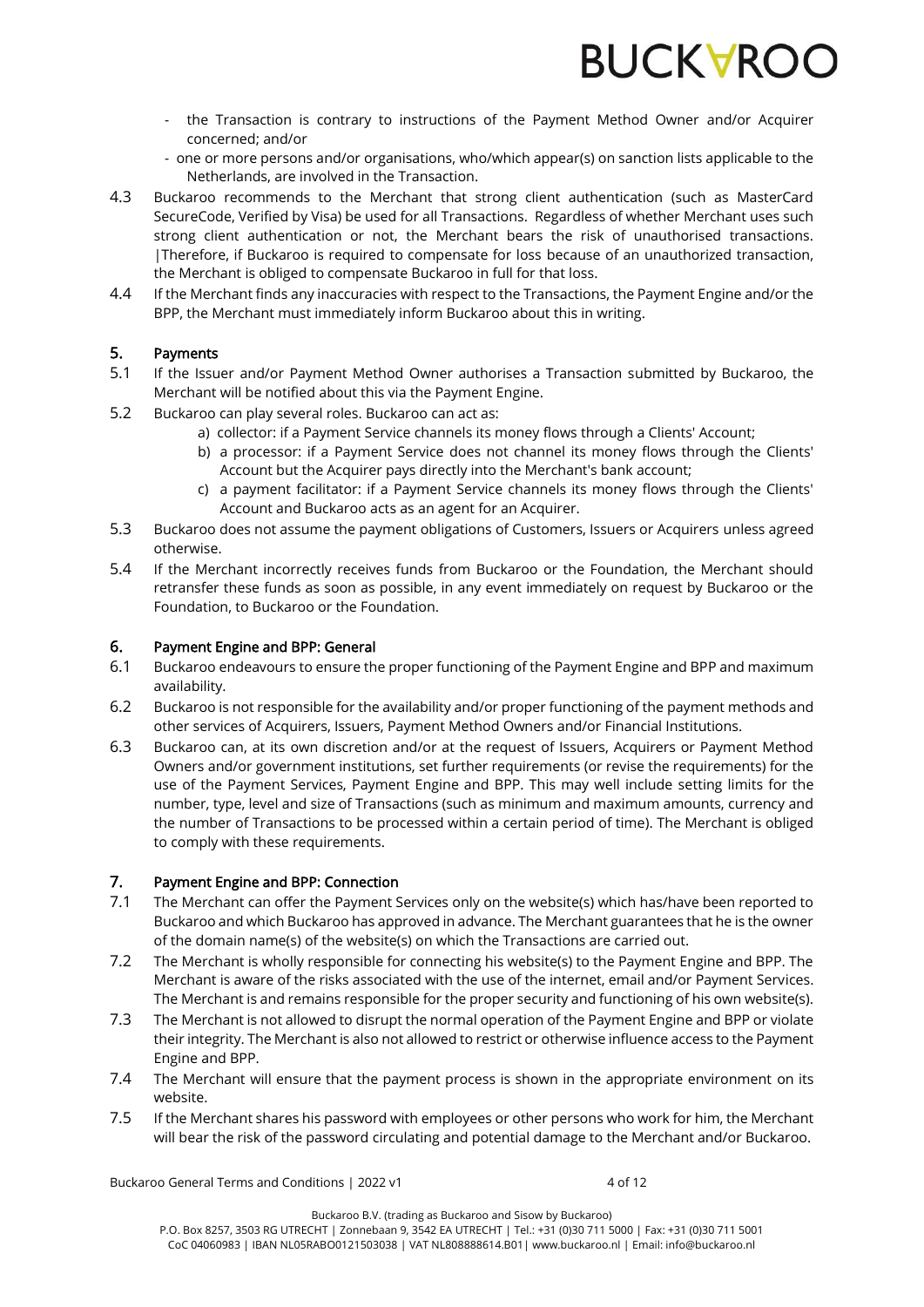- the Transaction is contrary to instructions of the Payment Method Owner and/or Acquirer concerned; and/or
- one or more persons and/or organisations, who/which appear(s) on sanction lists applicable to the Netherlands, are involved in the Transaction.

4.3 Buckaroo recommends to the Merchant that strong client authentication (such as MasterCard SecureCode, Verified by Visa) be used for all Transactions. Regardless of whether Merchant uses such strong client authentication or not, the Merchant bears the risk of unauthorised transactions. |Therefore, if Buckaroo is required to compensate for loss because of an unauthorized transaction, the Merchant is obliged to compensate Buckaroo in full for that loss.

4.4 If the Merchant finds any inaccuracies with respect to the Transactions, the Payment Engine and/or the BPP, the Merchant must immediately inform Buckaroo about this in writing.

## 5. Payments

5.1 If the Issuer and/or Payment Method Owner authorises a Transaction submitted by Buckaroo, the Merchant will be notified about this via the Payment Engine.

5.2 Buckaroo can play several roles. Buckaroo can act as:

a) collector: if a Payment Service channels its money flows through a Clients' Account;
b) a processor: if a Payment Service does not channel its money flows through the Clients' Account but the Acquirer pays directly into the Merchant's bank account;
c) a payment facilitator: if a Payment Service channels its money flows through the Clients' Account and Buckaroo acts as an agent for an Acquirer.

5.3 Buckaroo does not assume the payment obligations of Customers, Issuers or Acquirers unless agreed otherwise.

5.4 If the Merchant incorrectly receives funds from Buckaroo or the Foundation, the Merchant should retransfer these funds as soon as possible, in any event immediately on request by Buckaroo or the Foundation, to Buckaroo or the Foundation.

## 6. Payment Engine and BPP: General

6.1 Buckaroo endeavours to ensure the proper functioning of the Payment Engine and BPP and maximum availability.

6.2 Buckaroo is not responsible for the availability and/or proper functioning of the payment methods and other services of Acquirers, Issuers, Payment Method Owners and/or Financial Institutions.

6.3 Buckaroo can, at its own discretion and/or at the request of Issuers, Acquirers or Payment Method Owners and/or government institutions, set further requirements (or revise the requirements) for the use of the Payment Services, Payment Engine and BPP. This may well include setting limits for the number, type, level and size of Transactions (such as minimum and maximum amounts, currency and the number of Transactions to be processed within a certain period of time). The Merchant is obliged to comply with these requirements.

## 7. Payment Engine and BPP: Connection

7.1 The Merchant can offer the Payment Services only on the website(s) which has/have been reported to Buckaroo and which Buckaroo has approved in advance. The Merchant guarantees that he is the owner of the domain name(s) of the website(s) on which the Transactions are carried out.

7.2 The Merchant is wholly responsible for connecting his website(s) to the Payment Engine and BPP. The Merchant is aware of the risks associated with the use of the internet, email and/or Payment Services. The Merchant is and remains responsible for the proper security and functioning of his own website(s).

7.3 The Merchant is not allowed to disrupt the normal operation of the Payment Engine and BPP or violate their integrity. The Merchant is also not allowed to restrict or otherwise influence access to the Payment Engine and BPP.

7.4 The Merchant will ensure that the payment process is shown in the appropriate environment on its website.

7.5 If the Merchant shares his password with employees or other persons who work for him, the Merchant will bear the risk of the password circulating and potential damage to the Merchant and/or Buckaroo.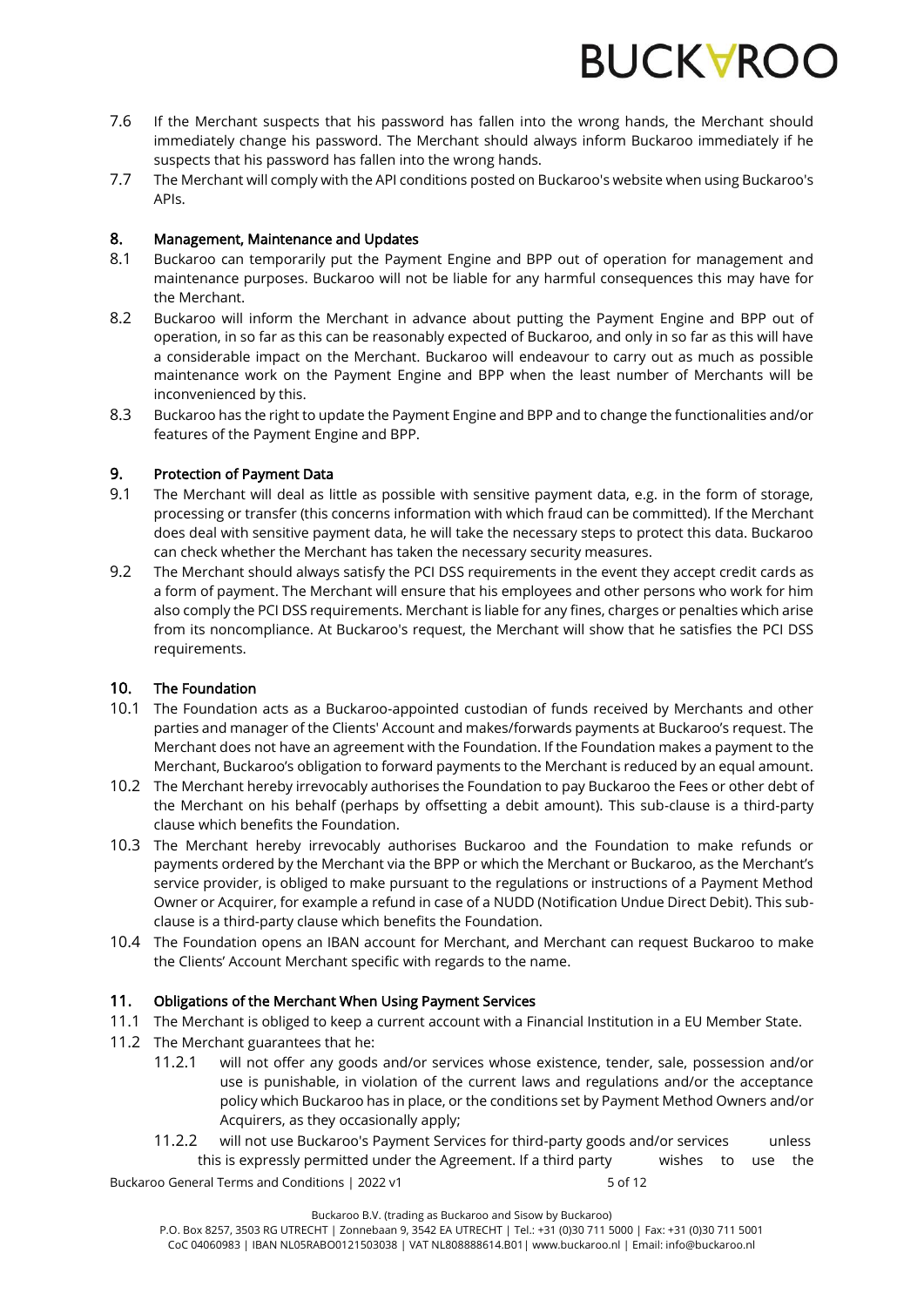7.6 If the Merchant suspects that his password has fallen into the wrong hands, the Merchant should immediately change his password. The Merchant should always inform Buckaroo immediately if he suspects that his password has fallen into the wrong hands.

7.7 The Merchant will comply with the API conditions posted on Buckaroo's website when using Buckaroo's APIs.

## 8. Management, Maintenance and Updates

8.1 Buckaroo can temporarily put the Payment Engine and BPP out of operation for management and maintenance purposes. Buckaroo will not be liable for any harmful consequences this may have for the Merchant.

8.2 Buckaroo will inform the Merchant in advance about putting the Payment Engine and BPP out of operation, in so far as this can be reasonably expected of Buckaroo, and only in so far as this will have a considerable impact on the Merchant. Buckaroo will endeavour to carry out as much as possible maintenance work on the Payment Engine and BPP when the least number of Merchants will be inconvenienced by this.

8.3 Buckaroo has the right to update the Payment Engine and BPP and to change the functionalities and/or features of the Payment Engine and BPP.

## 9. Protection of Payment Data

9.1 The Merchant will deal as little as possible with sensitive payment data, e.g. in the form of storage, processing or transfer (this concerns information with which fraud can be committed). If the Merchant does deal with sensitive payment data, he will take the necessary steps to protect this data. Buckaroo can check whether the Merchant has taken the necessary security measures.

9.2 The Merchant should always satisfy the PCI DSS requirements in the event they accept credit cards as a form of payment. The Merchant will ensure that his employees and other persons who work for him also comply the PCI DSS requirements. Merchant is liable for any fines, charges or penalties which arise from its noncompliance. At Buckaroo's request, the Merchant will show that he satisfies the PCI DSS requirements.

## 10. The Foundation

10.1 The Foundation acts as a Buckaroo-appointed custodian of funds received by Merchants and other parties and manager of the Clients' Account and makes/forwards payments at Buckaroo's request. The Merchant does not have an agreement with the Foundation. If the Foundation makes a payment to the Merchant, Buckaroo's obligation to forward payments to the Merchant is reduced by an equal amount.

10.2 The Merchant hereby irrevocably authorises the Foundation to pay Buckaroo the Fees or other debt of the Merchant on his behalf (perhaps by offsetting a debit amount). This sub-clause is a third-party clause which benefits the Foundation.

10.3 The Merchant hereby irrevocably authorises Buckaroo and the Foundation to make refunds or payments ordered by the Merchant via the BPP or which the Merchant or Buckaroo, as the Merchant's service provider, is obliged to make pursuant to the regulations or instructions of a Payment Method Owner or Acquirer, for example a refund in case of a NUDD (Notification Undue Direct Debit). This sub-clause is a third-party clause which benefits the Foundation.

10.4 The Foundation opens an IBAN account for Merchant, and Merchant can request Buckaroo to make the Clients' Account Merchant specific with regards to the name.

## 11. Obligations of the Merchant When Using Payment Services

11.1 The Merchant is obliged to keep a current account with a Financial Institution in a EU Member State.

11.2 The Merchant guarantees that he:

- 11.2.1 will not offer any goods and/or services whose existence, tender, sale, possession and/or use is punishable, in violation of the current laws and regulations and/or the acceptance policy which Buckaroo has in place, or the conditions set by Payment Method Owners and/or Acquirers, as they occasionally apply;
- 11.2.2 will not use Buckaroo's Payment Services for third-party goods and/or services unless this is expressly permitted under the Agreement. If a third party wishes to use the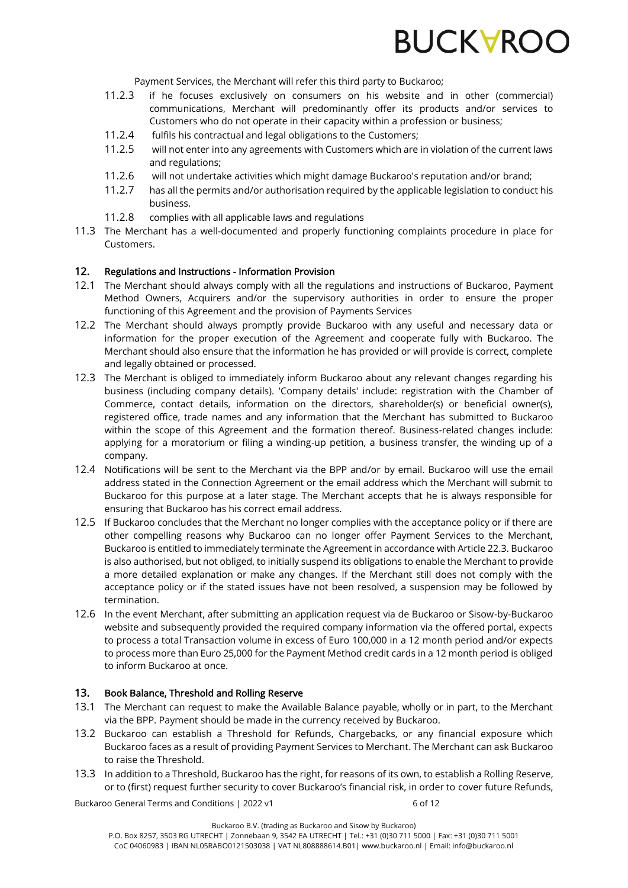Payment Services, the Merchant will refer this third party to Buckaroo;

11.2.3 if he focuses exclusively on consumers on his website and in other (commercial) communications, Merchant will predominantly offer its products and/or services to Customers who do not operate in their capacity within a profession or business;

11.2.4 fulfils his contractual and legal obligations to the Customers;

11.2.5 will not enter into any agreements with Customers which are in violation of the current laws and regulations;

11.2.6 will not undertake activities which might damage Buckaroo's reputation and/or brand;

11.2.7 has all the permits and/or authorisation required by the applicable legislation to conduct his business.

11.2.8 complies with all applicable laws and regulations

11.3 The Merchant has a well-documented and properly functioning complaints procedure in place for Customers.

## 12. Regulations and Instructions - Information Provision

12.1 The Merchant should always comply with all the regulations and instructions of Buckaroo, Payment Method Owners, Acquirers and/or the supervisory authorities in order to ensure the proper functioning of this Agreement and the provision of Payments Services

12.2 The Merchant should always promptly provide Buckaroo with any useful and necessary data or information for the proper execution of the Agreement and cooperate fully with Buckaroo. The Merchant should also ensure that the information he has provided or will provide is correct, complete and legally obtained or processed.

12.3 The Merchant is obliged to immediately inform Buckaroo about any relevant changes regarding his business (including company details). 'Company details' include: registration with the Chamber of Commerce, contact details, information on the directors, shareholder(s) or beneficial owner(s), registered office, trade names and any information that the Merchant has submitted to Buckaroo within the scope of this Agreement and the formation thereof. Business-related changes include: applying for a moratorium or filing a winding-up petition, a business transfer, the winding up of a company.

12.4 Notifications will be sent to the Merchant via the BPP and/or by email. Buckaroo will use the email address stated in the Connection Agreement or the email address which the Merchant will submit to Buckaroo for this purpose at a later stage. The Merchant accepts that he is always responsible for ensuring that Buckaroo has his correct email address.

12.5 If Buckaroo concludes that the Merchant no longer complies with the acceptance policy or if there are other compelling reasons why Buckaroo can no longer offer Payment Services to the Merchant, Buckaroo is entitled to immediately terminate the Agreement in accordance with Article 22.3. Buckaroo is also authorised, but not obliged, to initially suspend its obligations to enable the Merchant to provide a more detailed explanation or make any changes. If the Merchant still does not comply with the acceptance policy or if the stated issues have not been resolved, a suspension may be followed by termination.

12.6 In the event Merchant, after submitting an application request via de Buckaroo or Sisow-by-Buckaroo website and subsequently provided the required company information via the offered portal, expects to process a total Transaction volume in excess of Euro 100,000 in a 12 month period and/or expects to process more than Euro 25,000 for the Payment Method credit cards in a 12 month period is obliged to inform Buckaroo at once.

## 13. Book Balance, Threshold and Rolling Reserve

13.1 The Merchant can request to make the Available Balance payable, wholly or in part, to the Merchant via the BPP. Payment should be made in the currency received by Buckaroo.

13.2 Buckaroo can establish a Threshold for Refunds, Chargebacks, or any financial exposure which Buckaroo faces as a result of providing Payment Services to Merchant. The Merchant can ask Buckaroo to raise the Threshold.

13.3 In addition to a Threshold, Buckaroo has the right, for reasons of its own, to establish a Rolling Reserve, or to (first) request further security to cover Buckaroo's financial risk, in order to cover future Refunds,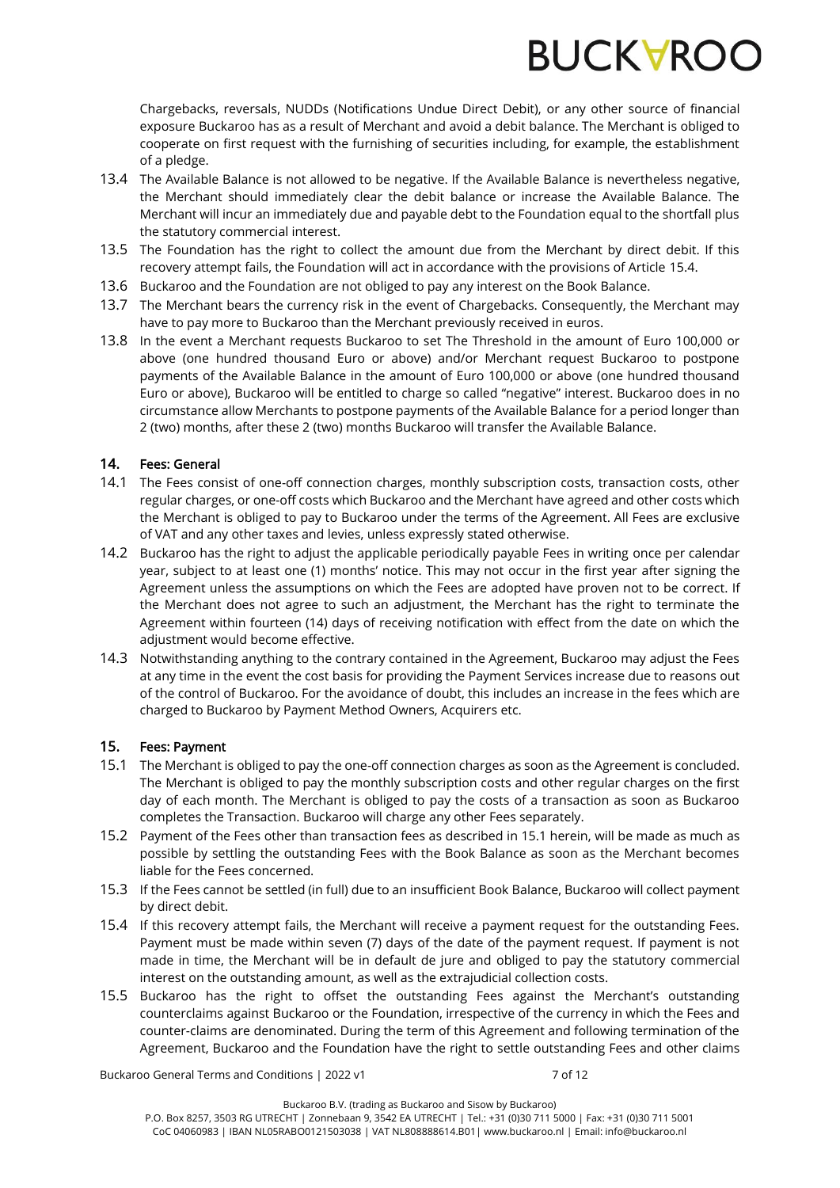Chargebacks, reversals, NUDDs (Notifications Undue Direct Debit), or any other source of financial exposure Buckaroo has as a result of Merchant and avoid a debit balance. The Merchant is obliged to cooperate on first request with the furnishing of securities including, for example, the establishment of a pledge.

13.4 The Available Balance is not allowed to be negative. If the Available Balance is nevertheless negative, the Merchant should immediately clear the debit balance or increase the Available Balance. The Merchant will incur an immediately due and payable debt to the Foundation equal to the shortfall plus the statutory commercial interest.

13.5 The Foundation has the right to collect the amount due from the Merchant by direct debit. If this recovery attempt fails, the Foundation will act in accordance with the provisions of Article 15.4.

13.6 Buckaroo and the Foundation are not obliged to pay any interest on the Book Balance.

13.7 The Merchant bears the currency risk in the event of Chargebacks. Consequently, the Merchant may have to pay more to Buckaroo than the Merchant previously received in euros.

13.8 In the event a Merchant requests Buckaroo to set The Threshold in the amount of Euro 100,000 or above (one hundred thousand Euro or above) and/or Merchant request Buckaroo to postpone payments of the Available Balance in the amount of Euro 100,000 or above (one hundred thousand Euro or above), Buckaroo will be entitled to charge so called "negative" interest. Buckaroo does in no circumstance allow Merchants to postpone payments of the Available Balance for a period longer than 2 (two) months, after these 2 (two) months Buckaroo will transfer the Available Balance.

## 14. Fees: General

14.1 The Fees consist of one-off connection charges, monthly subscription costs, transaction costs, other regular charges, or one-off costs which Buckaroo and the Merchant have agreed and other costs which the Merchant is obliged to pay to Buckaroo under the terms of the Agreement. All Fees are exclusive of VAT and any other taxes and levies, unless expressly stated otherwise.

14.2 Buckaroo has the right to adjust the applicable periodically payable Fees in writing once per calendar year, subject to at least one (1) months' notice. This may not occur in the first year after signing the Agreement unless the assumptions on which the Fees are adopted have proven not to be correct. If the Merchant does not agree to such an adjustment, the Merchant has the right to terminate the Agreement within fourteen (14) days of receiving notification with effect from the date on which the adjustment would become effective.

14.3 Notwithstanding anything to the contrary contained in the Agreement, Buckaroo may adjust the Fees at any time in the event the cost basis for providing the Payment Services increase due to reasons out of the control of Buckaroo. For the avoidance of doubt, this includes an increase in the fees which are charged to Buckaroo by Payment Method Owners, Acquirers etc.

## 15. Fees: Payment

15.1 The Merchant is obliged to pay the one-off connection charges as soon as the Agreement is concluded. The Merchant is obliged to pay the monthly subscription costs and other regular charges on the first day of each month. The Merchant is obliged to pay the costs of a transaction as soon as Buckaroo completes the Transaction. Buckaroo will charge any other Fees separately.

15.2 Payment of the Fees other than transaction fees as described in 15.1 herein, will be made as much as possible by settling the outstanding Fees with the Book Balance as soon as the Merchant becomes liable for the Fees concerned.

15.3 If the Fees cannot be settled (in full) due to an insufficient Book Balance, Buckaroo will collect payment by direct debit.

15.4 If this recovery attempt fails, the Merchant will receive a payment request for the outstanding Fees. Payment must be made within seven (7) days of the date of the payment request. If payment is not made in time, the Merchant will be in default de jure and obliged to pay the statutory commercial interest on the outstanding amount, as well as the extrajudicial collection costs.

15.5 Buckaroo has the right to offset the outstanding Fees against the Merchant's outstanding counterclaims against Buckaroo or the Foundation, irrespective of the currency in which the Fees and counter-claims are denominated. During the term of this Agreement and following termination of the Agreement, Buckaroo and the Foundation have the right to settle outstanding Fees and other claims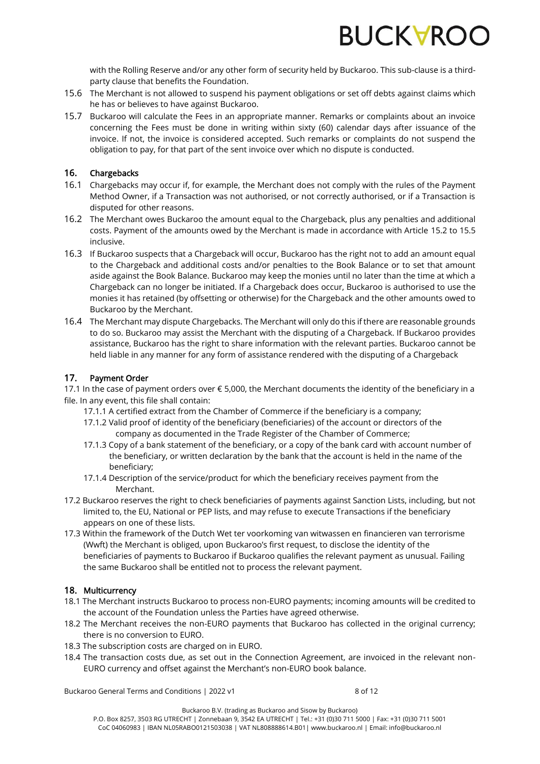with the Rolling Reserve and/or any other form of security held by Buckaroo. This sub-clause is a third-party clause that benefits the Foundation.

15.6 The Merchant is not allowed to suspend his payment obligations or set off debts against claims which he has or believes to have against Buckaroo.

15.7 Buckaroo will calculate the Fees in an appropriate manner. Remarks or complaints about an invoice concerning the Fees must be done in writing within sixty (60) calendar days after issuance of the invoice. If not, the invoice is considered accepted. Such remarks or complaints do not suspend the obligation to pay, for that part of the sent invoice over which no dispute is conducted.

## 16. Chargebacks

16.1 Chargebacks may occur if, for example, the Merchant does not comply with the rules of the Payment Method Owner, if a Transaction was not authorised, or not correctly authorised, or if a Transaction is disputed for other reasons.

16.2 The Merchant owes Buckaroo the amount equal to the Chargeback, plus any penalties and additional costs. Payment of the amounts owed by the Merchant is made in accordance with Article 15.2 to 15.5 inclusive.

16.3 If Buckaroo suspects that a Chargeback will occur, Buckaroo has the right not to add an amount equal to the Chargeback and additional costs and/or penalties to the Book Balance or to set that amount aside against the Book Balance. Buckaroo may keep the monies until no later than the time at which a Chargeback can no longer be initiated. If a Chargeback does occur, Buckaroo is authorised to use the monies it has retained (by offsetting or otherwise) for the Chargeback and the other amounts owed to Buckaroo by the Merchant.

16.4 The Merchant may dispute Chargebacks. The Merchant will only do this if there are reasonable grounds to do so. Buckaroo may assist the Merchant with the disputing of a Chargeback. If Buckaroo provides assistance, Buckaroo has the right to share information with the relevant parties. Buckaroo cannot be held liable in any manner for any form of assistance rendered with the disputing of a Chargeback

## 17. Payment Order

17.1 In the case of payment orders over € 5,000, the Merchant documents the identity of the beneficiary in a file. In any event, this file shall contain:

- 17.1.1 A certified extract from the Chamber of Commerce if the beneficiary is a company;
- 17.1.2 Valid proof of identity of the beneficiary (beneficiaries) of the account or directors of the company as documented in the Trade Register of the Chamber of Commerce;
- 17.1.3 Copy of a bank statement of the beneficiary, or a copy of the bank card with account number of the beneficiary, or written declaration by the bank that the account is held in the name of the beneficiary;
- 17.1.4 Description of the service/product for which the beneficiary receives payment from the Merchant.

17.2 Buckaroo reserves the right to check beneficiaries of payments against Sanction Lists, including, but not limited to, the EU, National or PEP lists, and may refuse to execute Transactions if the beneficiary appears on one of these lists.

17.3 Within the framework of the Dutch Wet ter voorkoming van witwassen en financieren van terrorisme (Wwft) the Merchant is obliged, upon Buckaroo's first request, to disclose the identity of the beneficiaries of payments to Buckaroo if Buckaroo qualifies the relevant payment as unusual. Failing the same Buckaroo shall be entitled not to process the relevant payment.

## 18. Multicurrency

18.1 The Merchant instructs Buckaroo to process non-EURO payments; incoming amounts will be credited to the account of the Foundation unless the Parties have agreed otherwise.

18.2 The Merchant receives the non-EURO payments that Buckaroo has collected in the original currency; there is no conversion to EURO.

18.3 The subscription costs are charged on in EURO.

18.4 The transaction costs due, as set out in the Connection Agreement, are invoiced in the relevant non-EURO currency and offset against the Merchant's non-EURO book balance.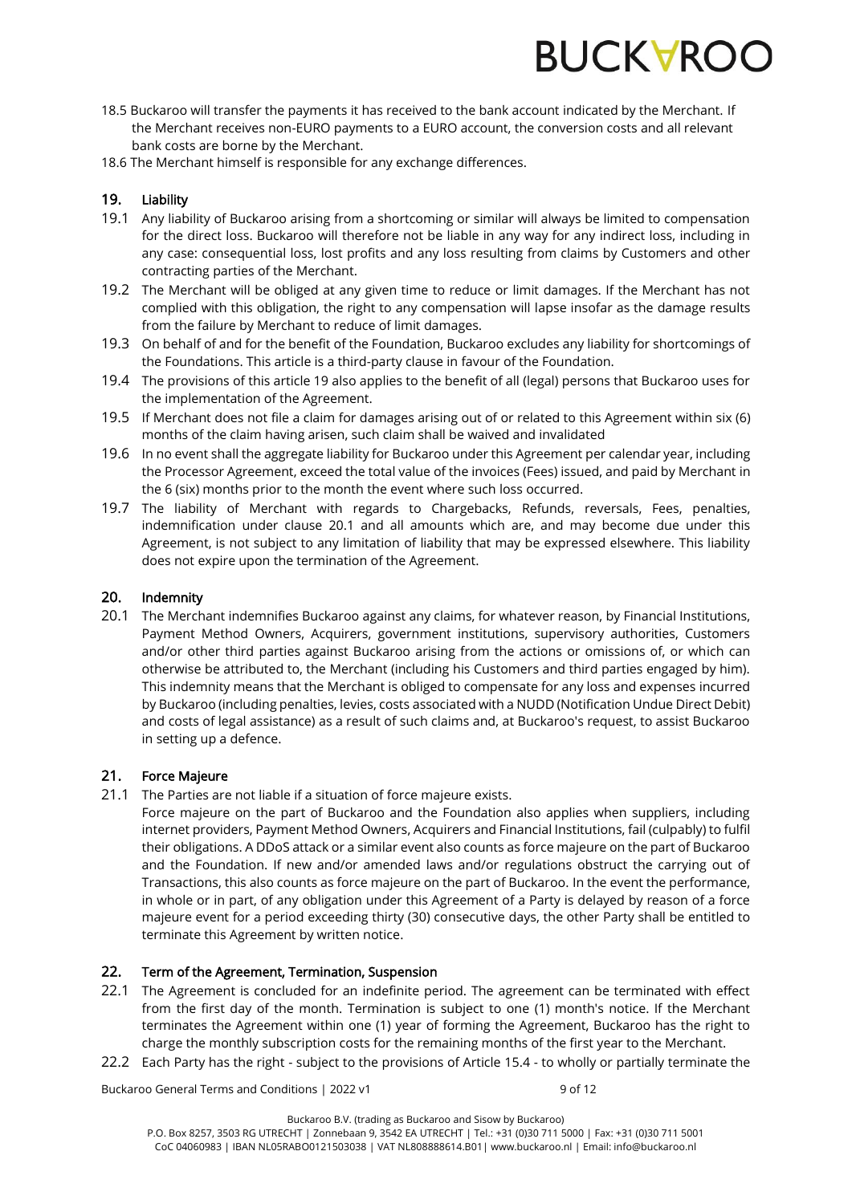18.5 Buckaroo will transfer the payments it has received to the bank account indicated by the Merchant. If the Merchant receives non-EURO payments to a EURO account, the conversion costs and all relevant bank costs are borne by the Merchant.

18.6 The Merchant himself is responsible for any exchange differences.

## 19. Liability

19.1 Any liability of Buckaroo arising from a shortcoming or similar will always be limited to compensation for the direct loss. Buckaroo will therefore not be liable in any way for any indirect loss, including in any case: consequential loss, lost profits and any loss resulting from claims by Customers and other contracting parties of the Merchant.

19.2 The Merchant will be obliged at any given time to reduce or limit damages. If the Merchant has not complied with this obligation, the right to any compensation will lapse insofar as the damage results from the failure by Merchant to reduce of limit damages.

19.3 On behalf of and for the benefit of the Foundation, Buckaroo excludes any liability for shortcomings of the Foundations. This article is a third-party clause in favour of the Foundation.

19.4 The provisions of this article 19 also applies to the benefit of all (legal) persons that Buckaroo uses for the implementation of the Agreement.

19.5 If Merchant does not file a claim for damages arising out of or related to this Agreement within six (6) months of the claim having arisen, such claim shall be waived and invalidated

19.6 In no event shall the aggregate liability for Buckaroo under this Agreement per calendar year, including the Processor Agreement, exceed the total value of the invoices (Fees) issued, and paid by Merchant in the 6 (six) months prior to the month the event where such loss occurred.

19.7 The liability of Merchant with regards to Chargebacks, Refunds, reversals, Fees, penalties, indemnification under clause 20.1 and all amounts which are, and may become due under this Agreement, is not subject to any limitation of liability that may be expressed elsewhere. This liability does not expire upon the termination of the Agreement.

## 20. Indemnity

20.1 The Merchant indemnifies Buckaroo against any claims, for whatever reason, by Financial Institutions, Payment Method Owners, Acquirers, government institutions, supervisory authorities, Customers and/or other third parties against Buckaroo arising from the actions or omissions of, or which can otherwise be attributed to, the Merchant (including his Customers and third parties engaged by him). This indemnity means that the Merchant is obliged to compensate for any loss and expenses incurred by Buckaroo (including penalties, levies, costs associated with a NUDD (Notification Undue Direct Debit) and costs of legal assistance) as a result of such claims and, at Buckaroo's request, to assist Buckaroo in setting up a defence.

## 21. Force Majeure

21.1 The Parties are not liable if a situation of force majeure exists.

Force majeure on the part of Buckaroo and the Foundation also applies when suppliers, including internet providers, Payment Method Owners, Acquirers and Financial Institutions, fail (culpably) to fulfil their obligations. A DDoS attack or a similar event also counts as force majeure on the part of Buckaroo and the Foundation. If new and/or amended laws and/or regulations obstruct the carrying out of Transactions, this also counts as force majeure on the part of Buckaroo. In the event the performance, in whole or in part, of any obligation under this Agreement of a Party is delayed by reason of a force majeure event for a period exceeding thirty (30) consecutive days, the other Party shall be entitled to terminate this Agreement by written notice.

## 22. Term of the Agreement, Termination, Suspension

22.1 The Agreement is concluded for an indefinite period. The agreement can be terminated with effect from the first day of the month. Termination is subject to one (1) month's notice. If the Merchant terminates the Agreement within one (1) year of forming the Agreement, Buckaroo has the right to charge the monthly subscription costs for the remaining months of the first year to the Merchant.

22.2 Each Party has the right - subject to the provisions of Article 15.4 - to wholly or partially terminate the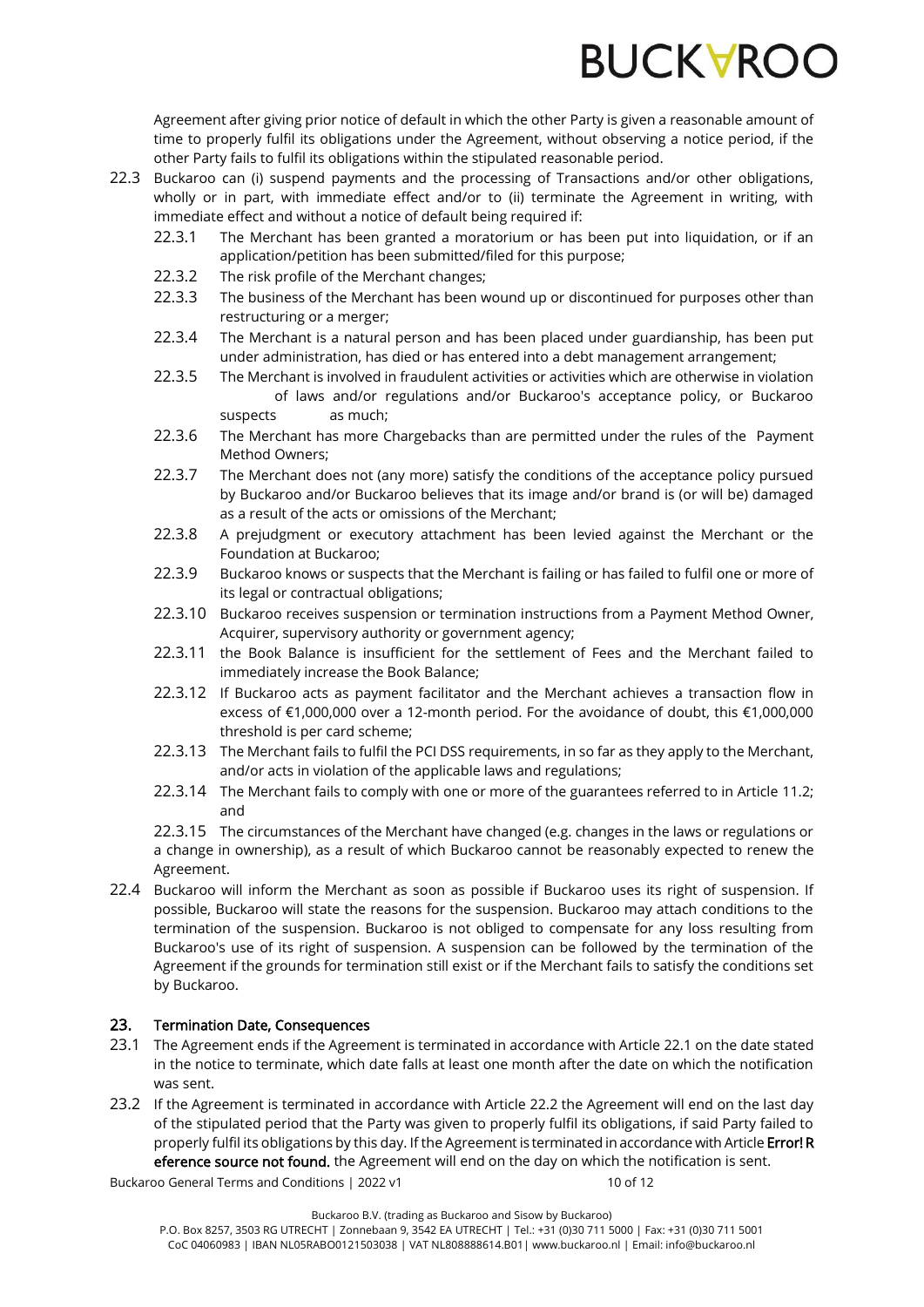Agreement after giving prior notice of default in which the other Party is given a reasonable amount of time to properly fulfil its obligations under the Agreement, without observing a notice period, if the other Party fails to fulfil its obligations within the stipulated reasonable period.

22.3 Buckaroo can (i) suspend payments and the processing of Transactions and/or other obligations, wholly or in part, with immediate effect and/or to (ii) terminate the Agreement in writing, with immediate effect and without a notice of default being required if:

- 22.3.1 The Merchant has been granted a moratorium or has been put into liquidation, or if an application/petition has been submitted/filed for this purpose;
- 22.3.2 The risk profile of the Merchant changes;
- 22.3.3 The business of the Merchant has been wound up or discontinued for purposes other than restructuring or a merger;
- 22.3.4 The Merchant is a natural person and has been placed under guardianship, has been put under administration, has died or has entered into a debt management arrangement;
- 22.3.5 The Merchant is involved in fraudulent activities or activities which are otherwise in violation of laws and/or regulations and/or Buckaroo's acceptance policy, or Buckaroo suspects as much;
- 22.3.6 The Merchant has more Chargebacks than are permitted under the rules of the Payment Method Owners;
- 22.3.7 The Merchant does not (any more) satisfy the conditions of the acceptance policy pursued by Buckaroo and/or Buckaroo believes that its image and/or brand is (or will be) damaged as a result of the acts or omissions of the Merchant;
- 22.3.8 A prejudgment or executory attachment has been levied against the Merchant or the Foundation at Buckaroo;
- 22.3.9 Buckaroo knows or suspects that the Merchant is failing or has failed to fulfil one or more of its legal or contractual obligations;
- 22.3.10 Buckaroo receives suspension or termination instructions from a Payment Method Owner, Acquirer, supervisory authority or government agency;
- 22.3.11 the Book Balance is insufficient for the settlement of Fees and the Merchant failed to immediately increase the Book Balance;
- 22.3.12 If Buckaroo acts as payment facilitator and the Merchant achieves a transaction flow in excess of €1,000,000 over a 12-month period. For the avoidance of doubt, this €1,000,000 threshold is per card scheme;
- 22.3.13 The Merchant fails to fulfil the PCI DSS requirements, in so far as they apply to the Merchant, and/or acts in violation of the applicable laws and regulations;
- 22.3.14 The Merchant fails to comply with one or more of the guarantees referred to in Article 11.2; and
- 22.3.15 The circumstances of the Merchant have changed (e.g. changes in the laws or regulations or a change in ownership), as a result of which Buckaroo cannot be reasonably expected to renew the Agreement.

22.4 Buckaroo will inform the Merchant as soon as possible if Buckaroo uses its right of suspension. If possible, Buckaroo will state the reasons for the suspension. Buckaroo may attach conditions to the termination of the suspension. Buckaroo is not obliged to compensate for any loss resulting from Buckaroo's use of its right of suspension. A suspension can be followed by the termination of the Agreement if the grounds for termination still exist or if the Merchant fails to satisfy the conditions set by Buckaroo.

## 23. Termination Date, Consequences

23.1 The Agreement ends if the Agreement is terminated in accordance with Article 22.1 on the date stated in the notice to terminate, which date falls at least one month after the date on which the notification was sent.

23.2 If the Agreement is terminated in accordance with Article 22.2 the Agreement will end on the last day of the stipulated period that the Party was given to properly fulfil its obligations, if said Party failed to properly fulfil its obligations by this day. If the Agreement is terminated in accordance with Article **Error! Reference source not found.** the Agreement will end on the day on which the notification is sent.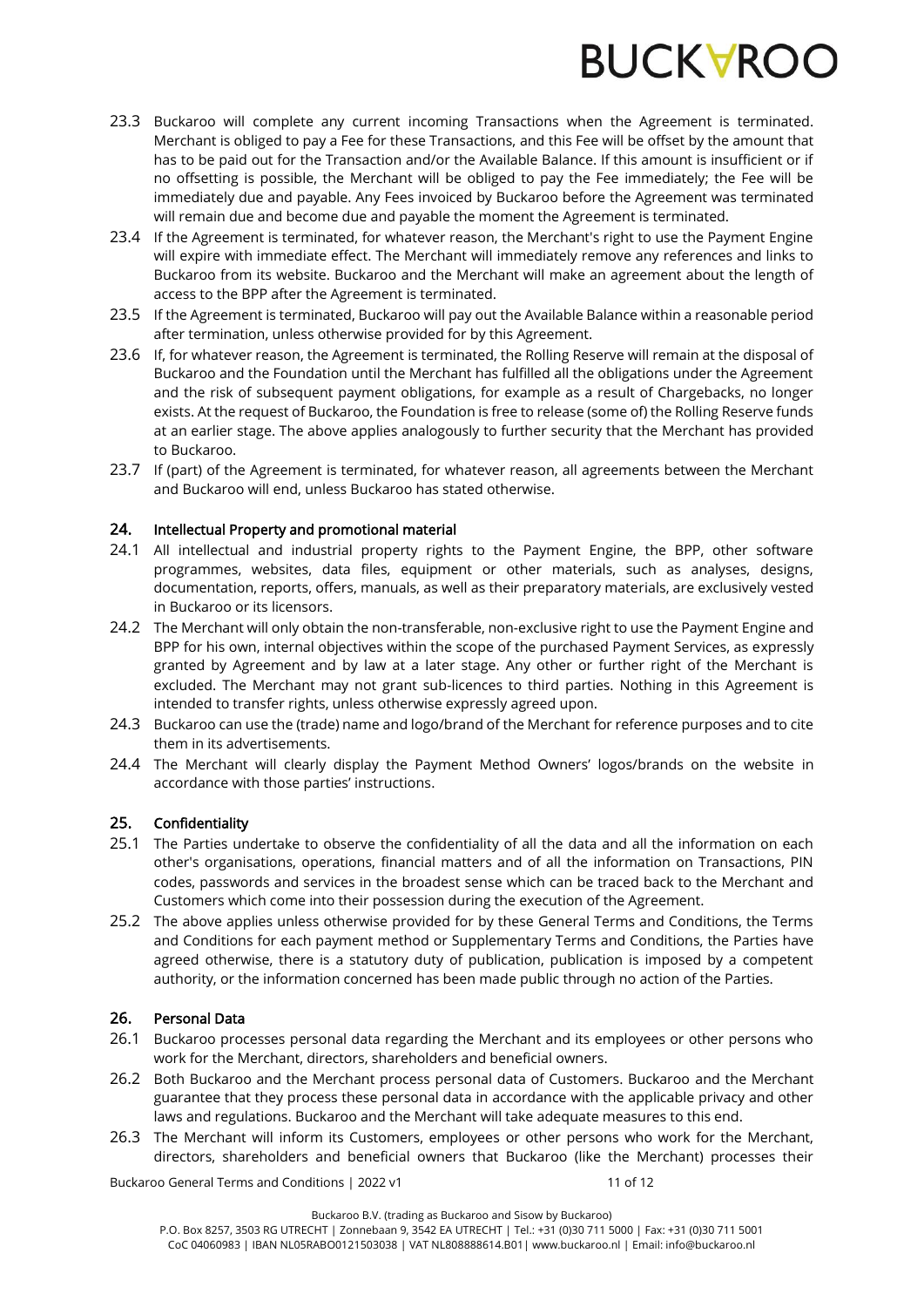23.3 Buckaroo will complete any current incoming Transactions when the Agreement is terminated. Merchant is obliged to pay a Fee for these Transactions, and this Fee will be offset by the amount that has to be paid out for the Transaction and/or the Available Balance. If this amount is insufficient or if no offsetting is possible, the Merchant will be obliged to pay the Fee immediately; the Fee will be immediately due and payable. Any Fees invoiced by Buckaroo before the Agreement was terminated will remain due and become due and payable the moment the Agreement is terminated.

23.4 If the Agreement is terminated, for whatever reason, the Merchant's right to use the Payment Engine will expire with immediate effect. The Merchant will immediately remove any references and links to Buckaroo from its website. Buckaroo and the Merchant will make an agreement about the length of access to the BPP after the Agreement is terminated.

23.5 If the Agreement is terminated, Buckaroo will pay out the Available Balance within a reasonable period after termination, unless otherwise provided for by this Agreement.

23.6 If, for whatever reason, the Agreement is terminated, the Rolling Reserve will remain at the disposal of Buckaroo and the Foundation until the Merchant has fulfilled all the obligations under the Agreement and the risk of subsequent payment obligations, for example as a result of Chargebacks, no longer exists. At the request of Buckaroo, the Foundation is free to release (some of) the Rolling Reserve funds at an earlier stage. The above applies analogously to further security that the Merchant has provided to Buckaroo.

23.7 If (part) of the Agreement is terminated, for whatever reason, all agreements between the Merchant and Buckaroo will end, unless Buckaroo has stated otherwise.

## 24. Intellectual Property and promotional material

24.1 All intellectual and industrial property rights to the Payment Engine, the BPP, other software programmes, websites, data files, equipment or other materials, such as analyses, designs, documentation, reports, offers, manuals, as well as their preparatory materials, are exclusively vested in Buckaroo or its licensors.

24.2 The Merchant will only obtain the non-transferable, non-exclusive right to use the Payment Engine and BPP for his own, internal objectives within the scope of the purchased Payment Services, as expressly granted by Agreement and by law at a later stage. Any other or further right of the Merchant is excluded. The Merchant may not grant sub-licences to third parties. Nothing in this Agreement is intended to transfer rights, unless otherwise expressly agreed upon.

24.3 Buckaroo can use the (trade) name and logo/brand of the Merchant for reference purposes and to cite them in its advertisements.

24.4 The Merchant will clearly display the Payment Method Owners' logos/brands on the website in accordance with those parties' instructions.

## 25. Confidentiality

25.1 The Parties undertake to observe the confidentiality of all the data and all the information on each other's organisations, operations, financial matters and of all the information on Transactions, PIN codes, passwords and services in the broadest sense which can be traced back to the Merchant and Customers which come into their possession during the execution of the Agreement.

25.2 The above applies unless otherwise provided for by these General Terms and Conditions, the Terms and Conditions for each payment method or Supplementary Terms and Conditions, the Parties have agreed otherwise, there is a statutory duty of publication, publication is imposed by a competent authority, or the information concerned has been made public through no action of the Parties.

## 26. Personal Data

26.1 Buckaroo processes personal data regarding the Merchant and its employees or other persons who work for the Merchant, directors, shareholders and beneficial owners.

26.2 Both Buckaroo and the Merchant process personal data of Customers. Buckaroo and the Merchant guarantee that they process these personal data in accordance with the applicable privacy and other laws and regulations. Buckaroo and the Merchant will take adequate measures to this end.

26.3 The Merchant will inform its Customers, employees or other persons who work for the Merchant, directors, shareholders and beneficial owners that Buckaroo (like the Merchant) processes their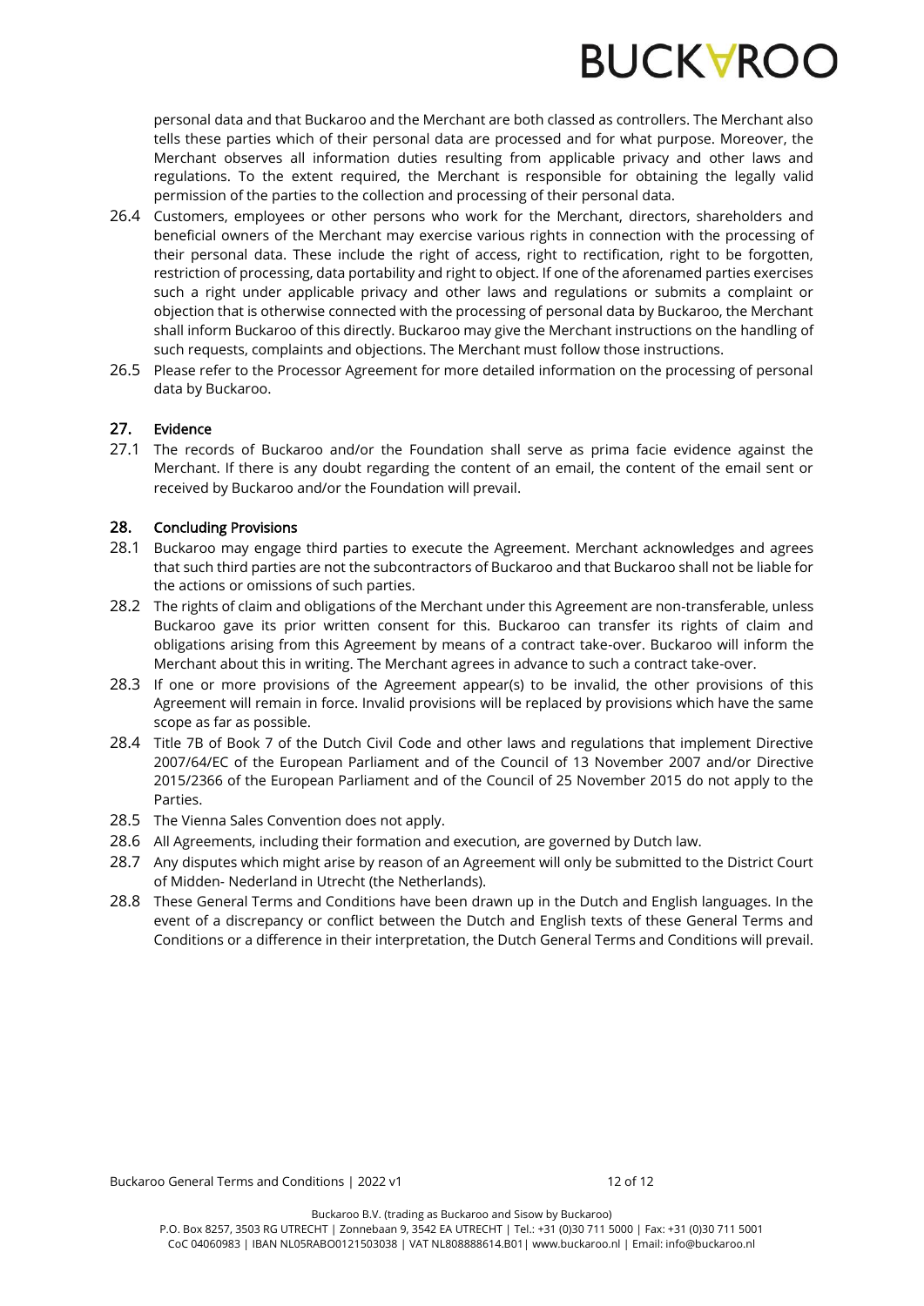personal data and that Buckaroo and the Merchant are both classed as controllers. The Merchant also tells these parties which of their personal data are processed and for what purpose. Moreover, the Merchant observes all information duties resulting from applicable privacy and other laws and regulations. To the extent required, the Merchant is responsible for obtaining the legally valid permission of the parties to the collection and processing of their personal data.

26.4 Customers, employees or other persons who work for the Merchant, directors, shareholders and beneficial owners of the Merchant may exercise various rights in connection with the processing of their personal data. These include the right of access, right to rectification, right to be forgotten, restriction of processing, data portability and right to object. If one of the aforenamed parties exercises such a right under applicable privacy and other laws and regulations or submits a complaint or objection that is otherwise connected with the processing of personal data by Buckaroo, the Merchant shall inform Buckaroo of this directly. Buckaroo may give the Merchant instructions on the handling of such requests, complaints and objections. The Merchant must follow those instructions.

26.5 Please refer to the Processor Agreement for more detailed information on the processing of personal data by Buckaroo.

## 27. Evidence

27.1 The records of Buckaroo and/or the Foundation shall serve as prima facie evidence against the Merchant. If there is any doubt regarding the content of an email, the content of the email sent or received by Buckaroo and/or the Foundation will prevail.

## 28. Concluding Provisions

28.1 Buckaroo may engage third parties to execute the Agreement. Merchant acknowledges and agrees that such third parties are not the subcontractors of Buckaroo and that Buckaroo shall not be liable for the actions or omissions of such parties.

28.2 The rights of claim and obligations of the Merchant under this Agreement are non-transferable, unless Buckaroo gave its prior written consent for this. Buckaroo can transfer its rights of claim and obligations arising from this Agreement by means of a contract take-over. Buckaroo will inform the Merchant about this in writing. The Merchant agrees in advance to such a contract take-over.

28.3 If one or more provisions of the Agreement appear(s) to be invalid, the other provisions of this Agreement will remain in force. Invalid provisions will be replaced by provisions which have the same scope as far as possible.

28.4 Title 7B of Book 7 of the Dutch Civil Code and other laws and regulations that implement Directive 2007/64/EC of the European Parliament and of the Council of 13 November 2007 and/or Directive 2015/2366 of the European Parliament and of the Council of 25 November 2015 do not apply to the Parties.

28.5 The Vienna Sales Convention does not apply.

28.6 All Agreements, including their formation and execution, are governed by Dutch law.

28.7 Any disputes which might arise by reason of an Agreement will only be submitted to the District Court of Midden- Nederland in Utrecht (the Netherlands).

28.8 These General Terms and Conditions have been drawn up in the Dutch and English languages. In the event of a discrepancy or conflict between the Dutch and English texts of these General Terms and Conditions or a difference in their interpretation, the Dutch General Terms and Conditions will prevail.